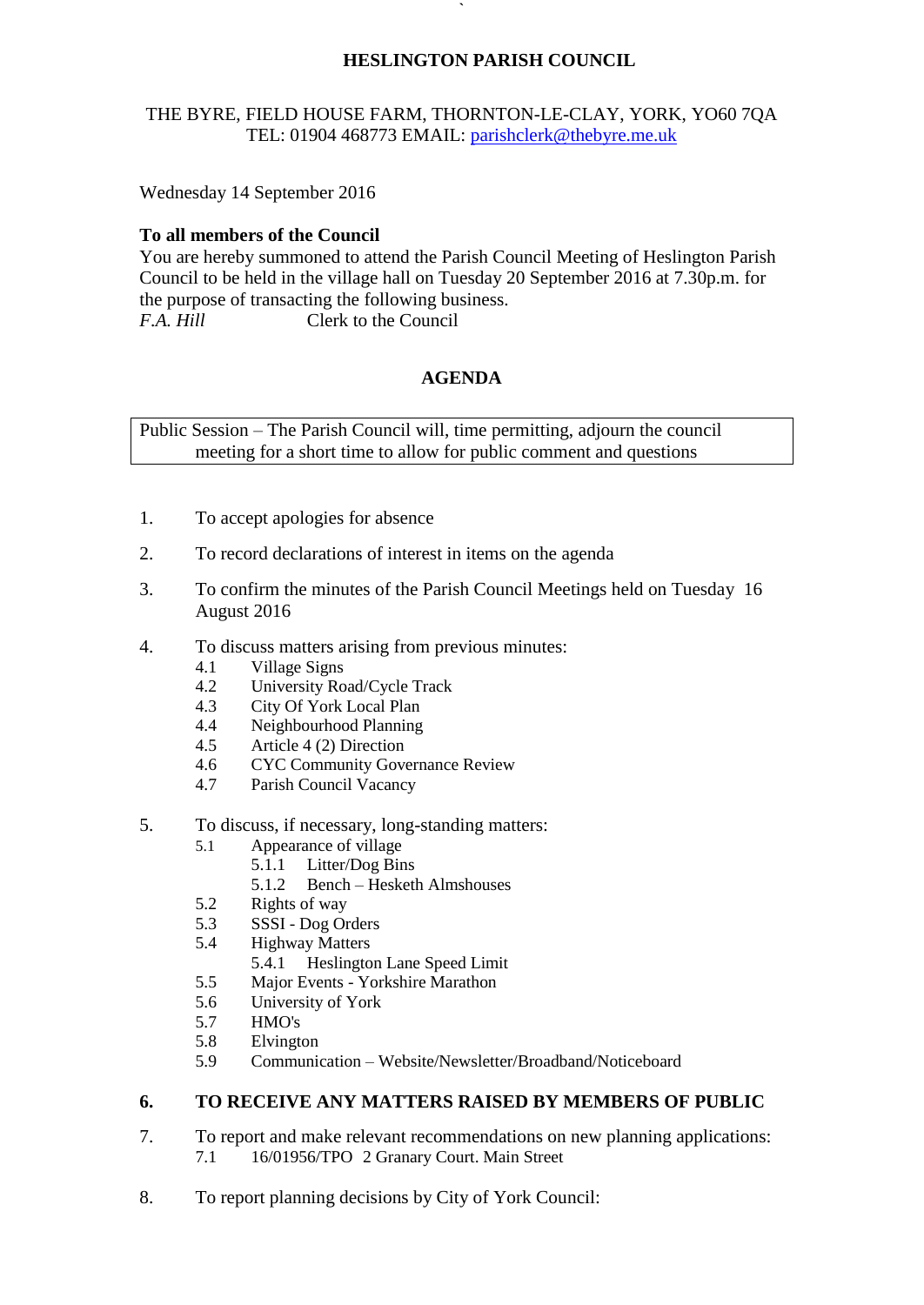# HESLINGTON PARISH COUNCIL

THE BYRE, FIELD HOUSE FARM, THORNTON-LE-CLAY, YORK, YO60 7QA
TEL: 01904 468773 EMAIL: parishclerk@thebyre.me.uk

Wednesday 14 September 2016

**To all members of the Council**
You are hereby summoned to attend the Parish Council Meeting of Heslington Parish Council to be held in the village hall on Tuesday 20 September 2016 at 7.30p.m. for the purpose of transacting the following business.
*F.A. Hill* Clerk to the Council

## AGENDA

| Public Session – The Parish Council will, time permitting, adjourn the council meeting for a short time to allow for public comment and questions |
|---|

1. To accept apologies for absence
2. To record declarations of interest in items on the agenda
3. To confirm the minutes of the Parish Council Meetings held on Tuesday 16 August 2016
4. To discuss matters arising from previous minutes:
   - 4.1 Village Signs
   - 4.2 University Road/Cycle Track
   - 4.3 City Of York Local Plan
   - 4.4 Neighbourhood Planning
   - 4.5 Article 4 (2) Direction
   - 4.6 CYC Community Governance Review
   - 4.7 Parish Council Vacancy
5. To discuss, if necessary, long-standing matters:
   - 5.1 Appearance of village
     - 5.1.1 Litter/Dog Bins
     - 5.1.2 Bench – Hesketh Almshouses
   - 5.2 Rights of way
   - 5.3 SSSI - Dog Orders
   - 5.4 Highway Matters
     - 5.4.1 Heslington Lane Speed Limit
   - 5.5 Major Events - Yorkshire Marathon
   - 5.6 University of York
   - 5.7 HMO's
   - 5.8 Elvington
   - 5.9 Communication – Website/Newsletter/Broadband/Noticeboard
6. **TO RECEIVE ANY MATTERS RAISED BY MEMBERS OF PUBLIC**
7. To report and make relevant recommendations on new planning applications:
   - 7.1 16/01956/TPO 2 Granary Court. Main Street
8. To report planning decisions by City of York Council: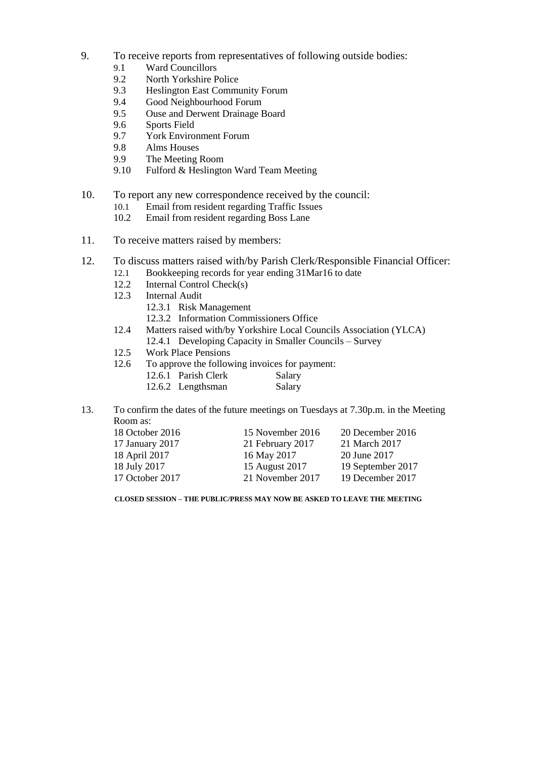9. To receive reports from representatives of following outside bodies:
   - 9.1 Ward Councillors
   - 9.2 North Yorkshire Police
   - 9.3 Heslington East Community Forum
   - 9.4 Good Neighbourhood Forum
   - 9.5 Ouse and Derwent Drainage Board
   - 9.6 Sports Field
   - 9.7 York Environment Forum
   - 9.8 Alms Houses
   - 9.9 The Meeting Room
   - 9.10 Fulford & Heslington Ward Team Meeting

10. To report any new correspondence received by the council:
    - 10.1 Email from resident regarding Traffic Issues
    - 10.2 Email from resident regarding Boss Lane

11. To receive matters raised by members:

12. To discuss matters raised with/by Parish Clerk/Responsible Financial Officer:
    - 12.1 Bookkeeping records for year ending 31Mar16 to date
    - 12.2 Internal Control Check(s)
    - 12.3 Internal Audit
      - 12.3.1 Risk Management
      - 12.3.2 Information Commissioners Office
    - 12.4 Matters raised with/by Yorkshire Local Councils Association (YLCA)
      - 12.4.1 Developing Capacity in Smaller Councils – Survey
    - 12.5 Work Place Pensions
    - 12.6 To approve the following invoices for payment:
      - 12.6.1 Parish Clerk Salary
      - 12.6.2 Lengthsman Salary

13. To confirm the dates of the future meetings on Tuesdays at 7.30p.m. in the Meeting Room as:

| | | |
|---|---|---|
| 18 October 2016 | 15 November 2016 | 20 December 2016 |
| 17 January 2017 | 21 February 2017 | 21 March 2017 |
| 18 April 2017 | 16 May 2017 | 20 June 2017 |
| 18 July 2017 | 15 August 2017 | 19 September 2017 |
| 17 October 2017 | 21 November 2017 | 19 December 2017 |

**CLOSED SESSION – THE PUBLIC/PRESS MAY NOW BE ASKED TO LEAVE THE MEETING**